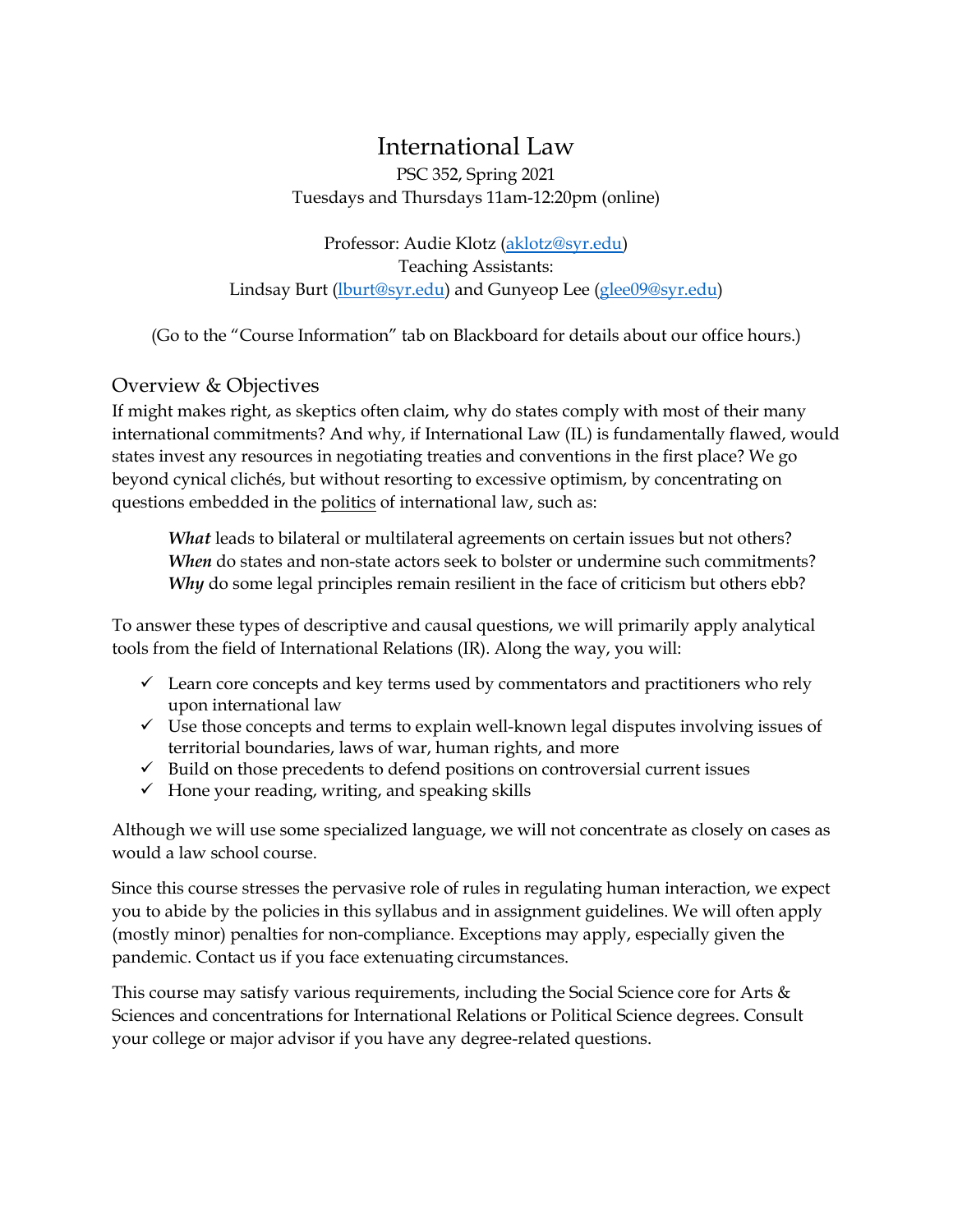# International Law

PSC 352, Spring 2021
Tuesdays and Thursdays 11am-12:20pm (online)

Professor: Audie Klotz (aklotz@syr.edu)
Teaching Assistants:
Lindsay Burt (lburt@syr.edu) and Gunyeop Lee (glee09@syr.edu)

(Go to the "Course Information" tab on Blackboard for details about our office hours.)

## Overview & Objectives

If might makes right, as skeptics often claim, why do states comply with most of their many international commitments? And why, if International Law (IL) is fundamentally flawed, would states invest any resources in negotiating treaties and conventions in the first place? We go beyond cynical clichés, but without resorting to excessive optimism, by concentrating on questions embedded in the politics of international law, such as:

> ***What*** leads to bilateral or multilateral agreements on certain issues but not others?
> ***When*** do states and non-state actors seek to bolster or undermine such commitments?
> ***Why*** do some legal principles remain resilient in the face of criticism but others ebb?

To answer these types of descriptive and causal questions, we will primarily apply analytical tools from the field of International Relations (IR). Along the way, you will:

- ✓ Learn core concepts and key terms used by commentators and practitioners who rely upon international law
- ✓ Use those concepts and terms to explain well-known legal disputes involving issues of territorial boundaries, laws of war, human rights, and more
- ✓ Build on those precedents to defend positions on controversial current issues
- ✓ Hone your reading, writing, and speaking skills

Although we will use some specialized language, we will not concentrate as closely on cases as would a law school course.

Since this course stresses the pervasive role of rules in regulating human interaction, we expect you to abide by the policies in this syllabus and in assignment guidelines. We will often apply (mostly minor) penalties for non-compliance. Exceptions may apply, especially given the pandemic. Contact us if you face extenuating circumstances.

This course may satisfy various requirements, including the Social Science core for Arts & Sciences and concentrations for International Relations or Political Science degrees. Consult your college or major advisor if you have any degree-related questions.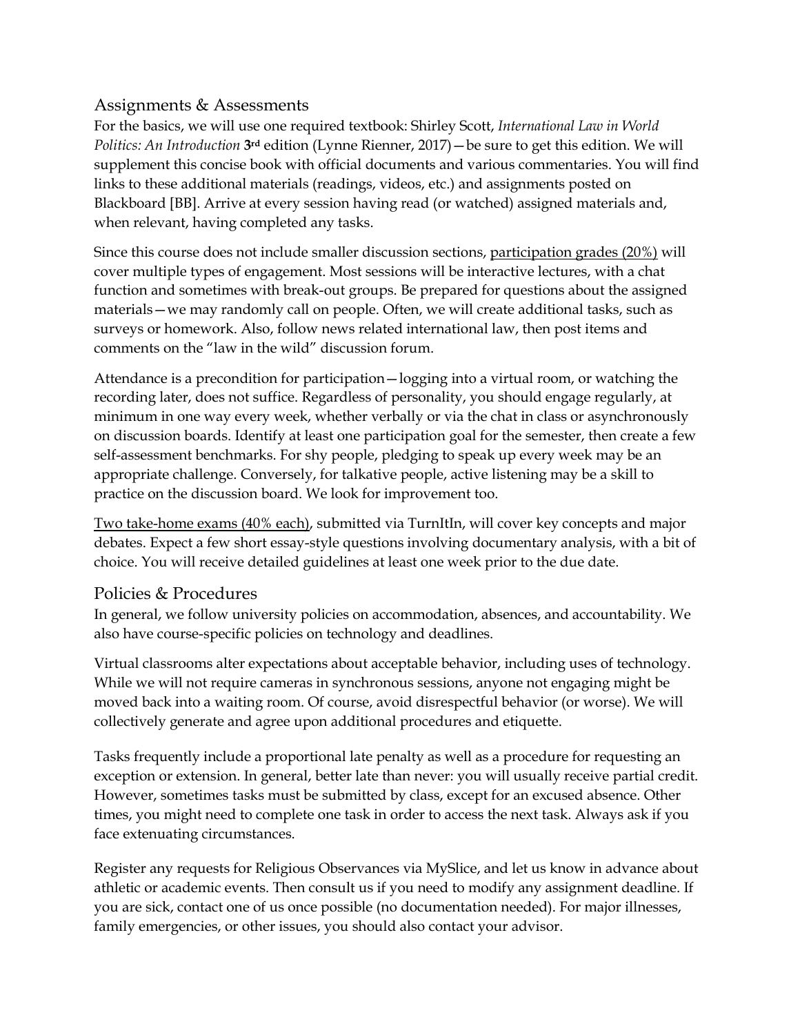## Assignments & Assessments

For the basics, we will use one required textbook: Shirley Scott, *International Law in World Politics: An Introduction* **3rd** edition (Lynne Rienner, 2017)—be sure to get this edition. We will supplement this concise book with official documents and various commentaries. You will find links to these additional materials (readings, videos, etc.) and assignments posted on Blackboard [BB]. Arrive at every session having read (or watched) assigned materials and, when relevant, having completed any tasks.

Since this course does not include smaller discussion sections, participation grades (20%) will cover multiple types of engagement. Most sessions will be interactive lectures, with a chat function and sometimes with break-out groups. Be prepared for questions about the assigned materials—we may randomly call on people. Often, we will create additional tasks, such as surveys or homework. Also, follow news related international law, then post items and comments on the "law in the wild" discussion forum.

Attendance is a precondition for participation—logging into a virtual room, or watching the recording later, does not suffice. Regardless of personality, you should engage regularly, at minimum in one way every week, whether verbally or via the chat in class or asynchronously on discussion boards. Identify at least one participation goal for the semester, then create a few self-assessment benchmarks. For shy people, pledging to speak up every week may be an appropriate challenge. Conversely, for talkative people, active listening may be a skill to practice on the discussion board. We look for improvement too.

Two take-home exams (40% each), submitted via TurnItIn, will cover key concepts and major debates. Expect a few short essay-style questions involving documentary analysis, with a bit of choice. You will receive detailed guidelines at least one week prior to the due date.

## Policies & Procedures

In general, we follow university policies on accommodation, absences, and accountability. We also have course-specific policies on technology and deadlines.

Virtual classrooms alter expectations about acceptable behavior, including uses of technology. While we will not require cameras in synchronous sessions, anyone not engaging might be moved back into a waiting room. Of course, avoid disrespectful behavior (or worse). We will collectively generate and agree upon additional procedures and etiquette.

Tasks frequently include a proportional late penalty as well as a procedure for requesting an exception or extension. In general, better late than never: you will usually receive partial credit. However, sometimes tasks must be submitted by class, except for an excused absence. Other times, you might need to complete one task in order to access the next task. Always ask if you face extenuating circumstances.

Register any requests for Religious Observances via MySlice, and let us know in advance about athletic or academic events. Then consult us if you need to modify any assignment deadline. If you are sick, contact one of us once possible (no documentation needed). For major illnesses, family emergencies, or other issues, you should also contact your advisor.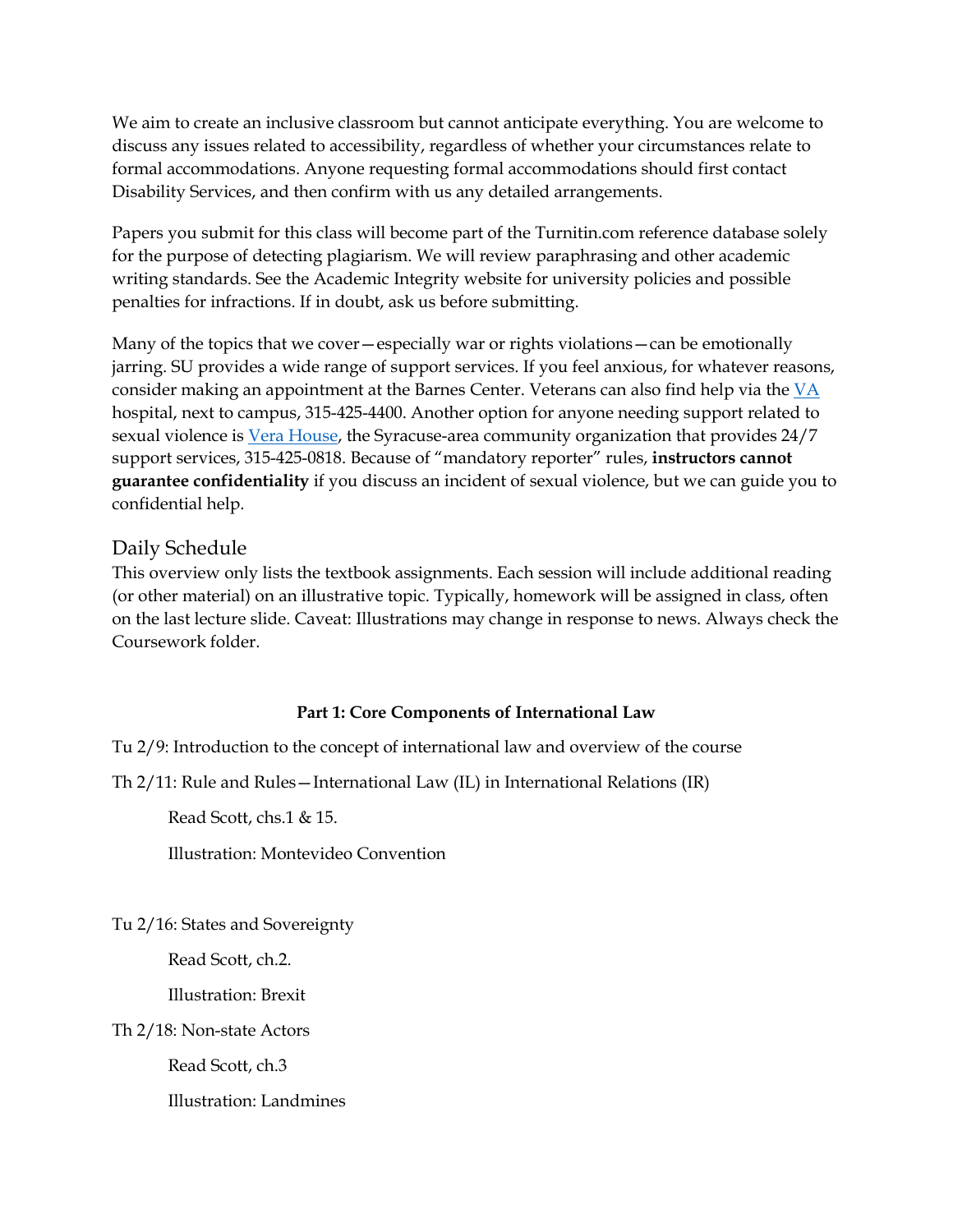We aim to create an inclusive classroom but cannot anticipate everything. You are welcome to discuss any issues related to accessibility, regardless of whether your circumstances relate to formal accommodations. Anyone requesting formal accommodations should first contact Disability Services, and then confirm with us any detailed arrangements.

Papers you submit for this class will become part of the Turnitin.com reference database solely for the purpose of detecting plagiarism. We will review paraphrasing and other academic writing standards. See the Academic Integrity website for university policies and possible penalties for infractions. If in doubt, ask us before submitting.

Many of the topics that we cover—especially war or rights violations—can be emotionally jarring. SU provides a wide range of support services. If you feel anxious, for whatever reasons, consider making an appointment at the Barnes Center. Veterans can also find help via the VA hospital, next to campus, 315-425-4400. Another option for anyone needing support related to sexual violence is Vera House, the Syracuse-area community organization that provides 24/7 support services, 315-425-0818. Because of "mandatory reporter" rules, **instructors cannot guarantee confidentiality** if you discuss an incident of sexual violence, but we can guide you to confidential help.

## Daily Schedule

This overview only lists the textbook assignments. Each session will include additional reading (or other material) on an illustrative topic. Typically, homework will be assigned in class, often on the last lecture slide. Caveat: Illustrations may change in response to news. Always check the Coursework folder.

**Part 1: Core Components of International Law**

Tu 2/9: Introduction to the concept of international law and overview of the course

Th 2/11: Rule and Rules—International Law (IL) in International Relations (IR)

Read Scott, chs.1 & 15.

Illustration: Montevideo Convention

Tu 2/16: States and Sovereignty

Read Scott, ch.2.

Illustration: Brexit

Th 2/18: Non-state Actors

Read Scott, ch.3

Illustration: Landmines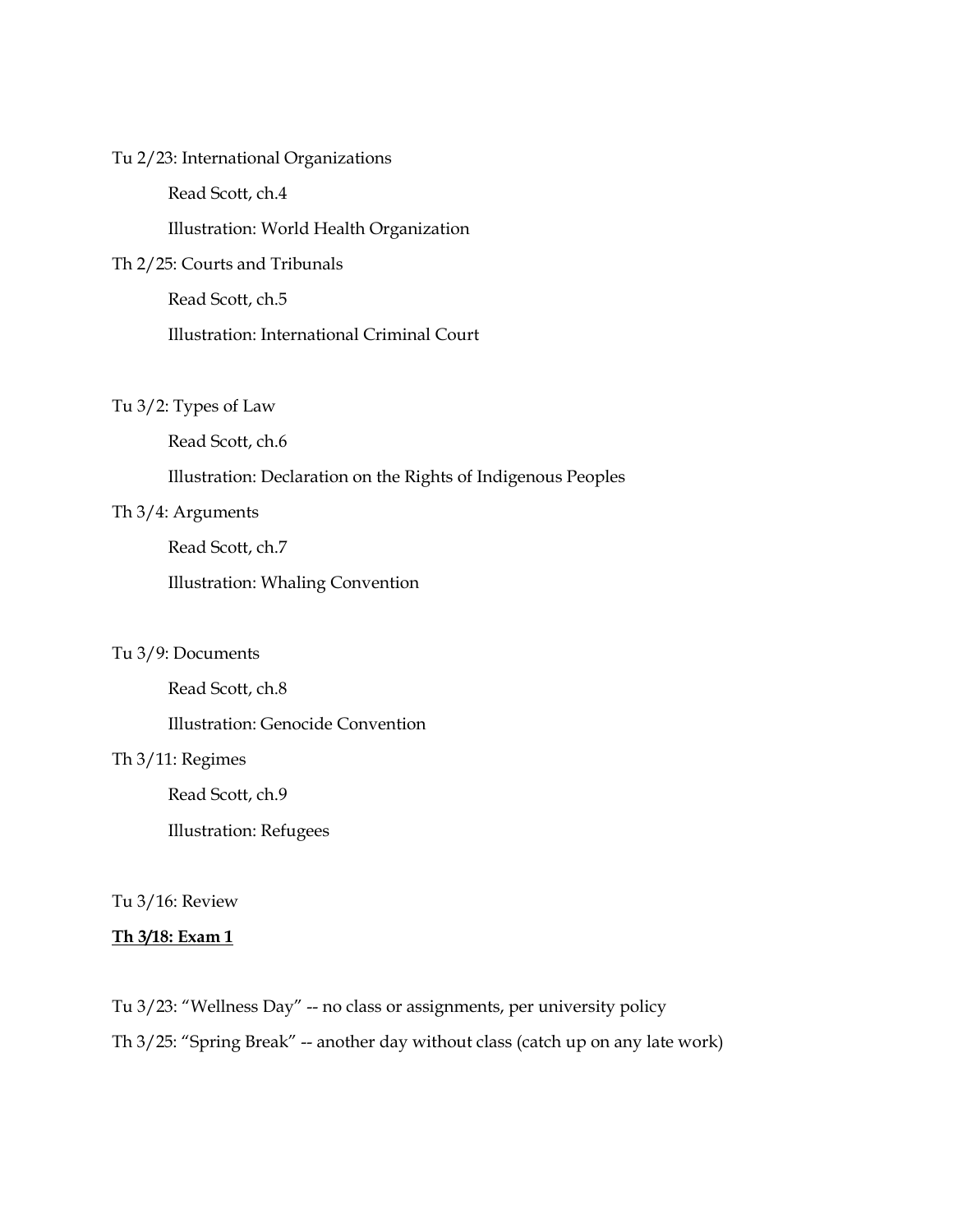Tu 2/23: International Organizations

Read Scott, ch.4

Illustration: World Health Organization

Th 2/25: Courts and Tribunals

Read Scott, ch.5

Illustration: International Criminal Court

Tu 3/2: Types of Law

Read Scott, ch.6

Illustration: Declaration on the Rights of Indigenous Peoples

Th 3/4: Arguments

Read Scott, ch.7

Illustration: Whaling Convention

Tu 3/9: Documents

Read Scott, ch.8

Illustration: Genocide Convention

Th 3/11: Regimes

Read Scott, ch.9

Illustration: Refugees

Tu 3/16: Review

**Th 3/18: Exam 1**

Tu 3/23: "Wellness Day" -- no class or assignments, per university policy

Th 3/25: "Spring Break" -- another day without class (catch up on any late work)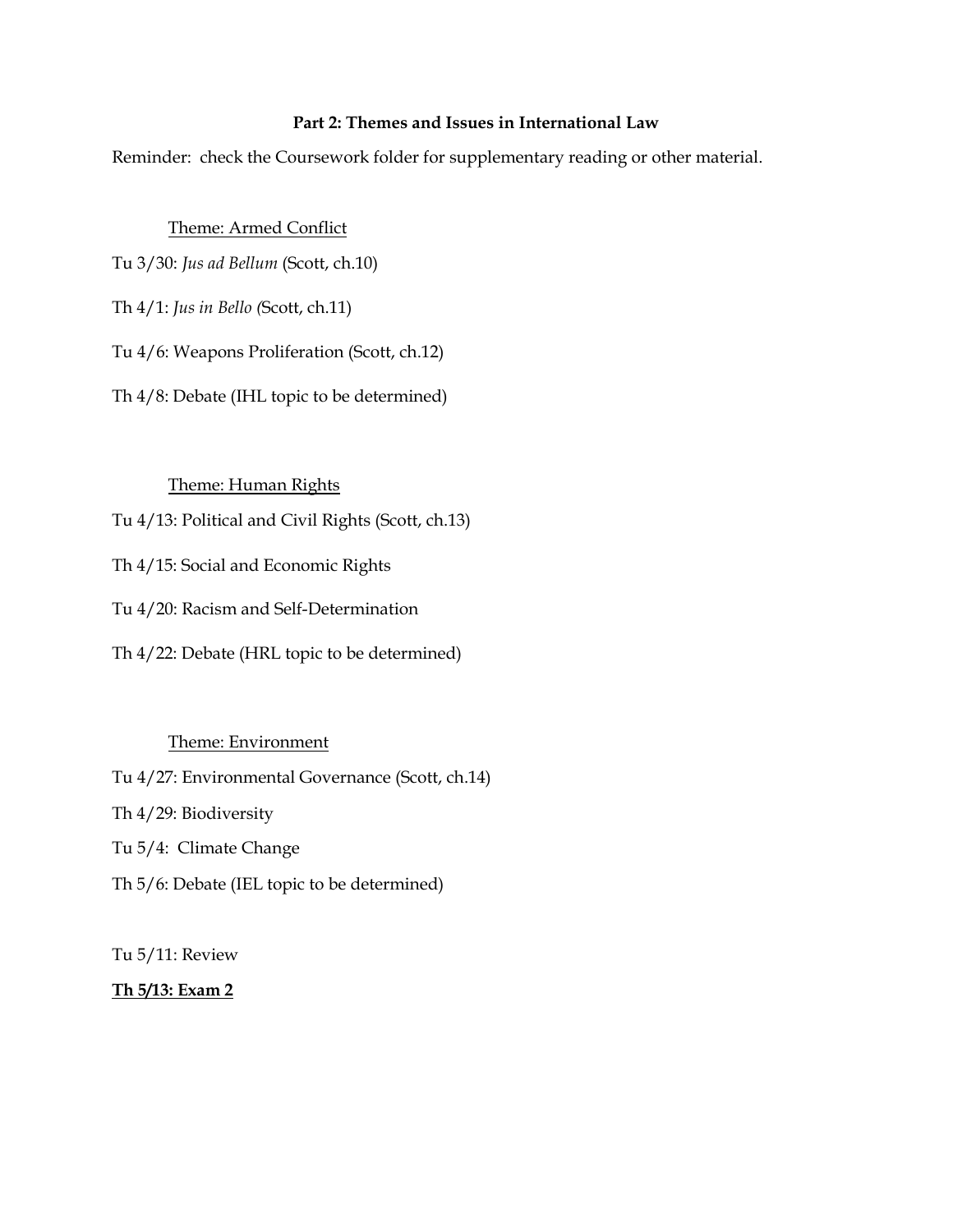**Part 2: Themes and Issues in International Law**

Reminder: check the Coursework folder for supplementary reading or other material.

Theme: Armed Conflict

Tu 3/30: *Jus ad Bellum* (Scott, ch.10)

Th 4/1: *Jus in Bello (*Scott, ch.11)

Tu 4/6: Weapons Proliferation (Scott, ch.12)

Th 4/8: Debate (IHL topic to be determined)

Theme: Human Rights

Tu 4/13: Political and Civil Rights (Scott, ch.13)

Th 4/15: Social and Economic Rights

Tu 4/20: Racism and Self-Determination

Th 4/22: Debate (HRL topic to be determined)

Theme: Environment

Tu 4/27: Environmental Governance (Scott, ch.14)

Th 4/29: Biodiversity

Tu 5/4: Climate Change

Th 5/6: Debate (IEL topic to be determined)

Tu 5/11: Review

**Th 5/13: Exam 2**